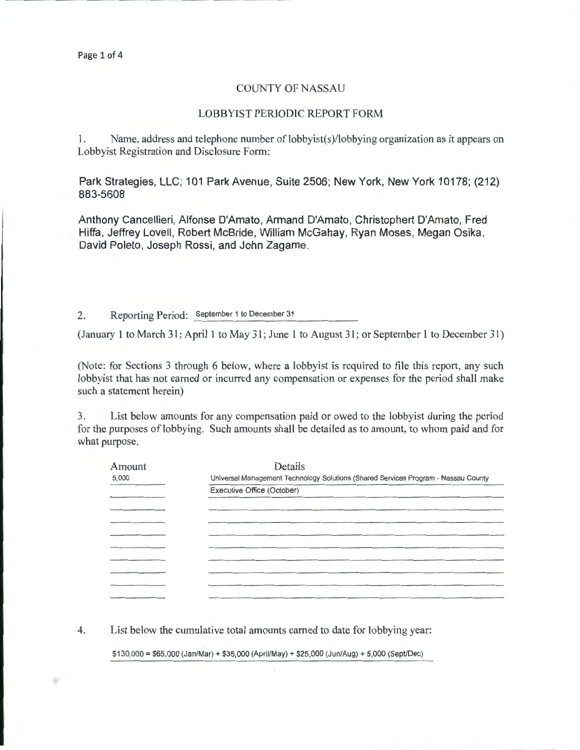# COUNTY OF NASSAU

## LOBBYIST PERIODIC REPORT FORM

1. Name, address and telephone number of lobbyist(s)/lobbying organization as it appears on Lobbyist Registration and Disclosure Form:

Park Strategies, LLC; 101 Park Avenue, Suite 2506; New York, New York 10178; (212) 883-5608

Anthony Cancellieri, Alfonse D'Amato, Armand D'Amato, Christophert D'Amato, Fred Hiffa, Jeffrey Lovell, Robert McBride, William McGahay, Ryan Moses, Megan Osika, David Poleto, Joseph Rossi, and John Zagame.

2. Reporting Period: September 1 to December 31

(January 1 to March 31; April 1 to May 31; June 1 to August 31; or September 1 to December 31)

(Note: for Sections 3 through 6 below, where a lobbyist is required to file this report, any such lobbyist that has not earned or incurred any compensation or expenses for the period shall make such a statement herein)

3. List below amounts for any compensation paid or owed to the lobbyist during the period for the purposes of lobbying. Such amounts shall be detailed as to amount, to whom paid and for what purpose.

| Amount | Details |
|---|---|
| 5,000 | Universal Management Technology Solutions (Shared Services Program - Nassau County Executive Office (October) |

4. List below the cumulative total amounts earned to date for lobbying year:

$130,000 = $65,000 (Jan/Mar) + $35,000 (April/May) + $25,000 (Jun/Aug) + 5,000 (Sept/Dec)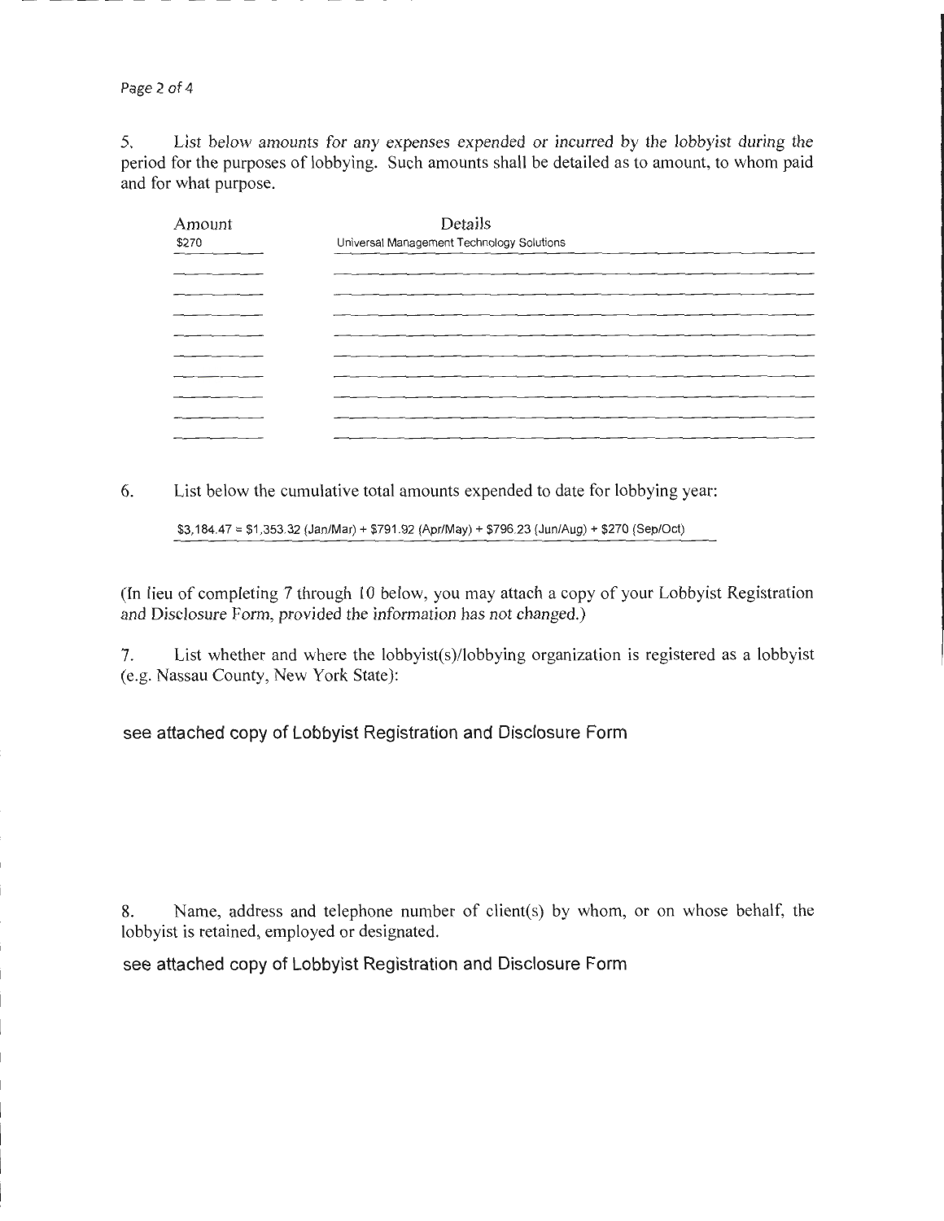5. List below amounts for any expenses expended or incurred by the lobbyist during the period for the purposes of lobbying. Such amounts shall be detailed as to amount, to whom paid and for what purpose.

| Amount | Details |
|---|---|
| $270 | Universal Management Technology Solutions |
| | |
| | |
| | |
| | |
| | |
| | |
| | |
| | |
| | |

6. List below the cumulative total amounts expended to date for lobbying year:

$3,184.47 = $1,353.32 (Jan/Mar) + $791.92 (Apr/May) + $796.23 (Jun/Aug) + $270 (Sep/Oct)

(In lieu of completing 7 through 10 below, you may attach a copy of your Lobbyist Registration and Disclosure Form, provided the information has not changed.)

7. List whether and where the lobbyist(s)/lobbying organization is registered as a lobbyist (e.g. Nassau County, New York State):

see attached copy of Lobbyist Registration and Disclosure Form

8. Name, address and telephone number of client(s) by whom, or on whose behalf, the lobbyist is retained, employed or designated.

see attached copy of Lobbyist Registration and Disclosure Form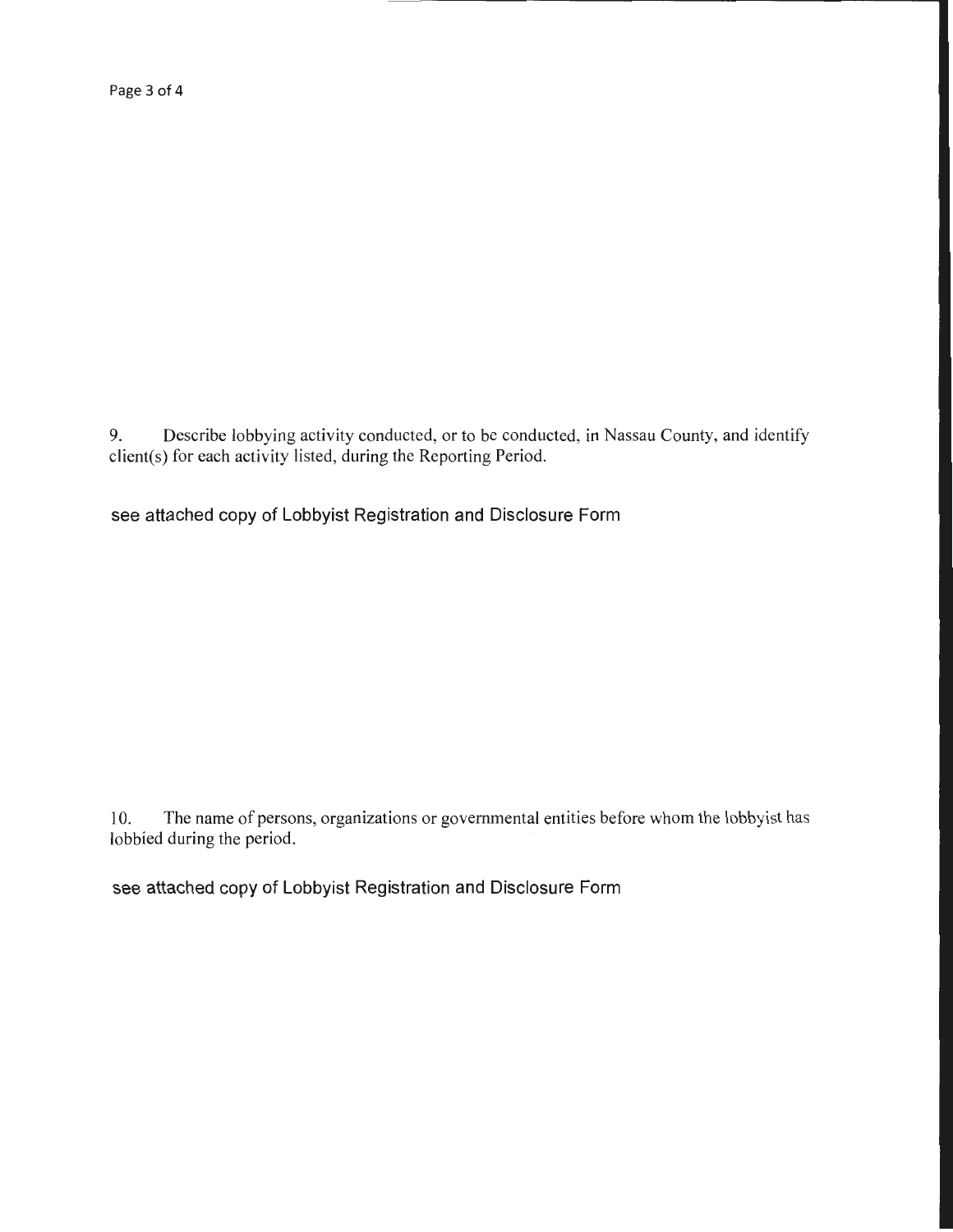9. Describe lobbying activity conducted, or to be conducted, in Nassau County, and identify client(s) for each activity listed, during the Reporting Period.

see attached copy of Lobbyist Registration and Disclosure Form

10. The name of persons, organizations or governmental entities before whom the lobbyist has lobbied during the period.

see attached copy of Lobbyist Registration and Disclosure Form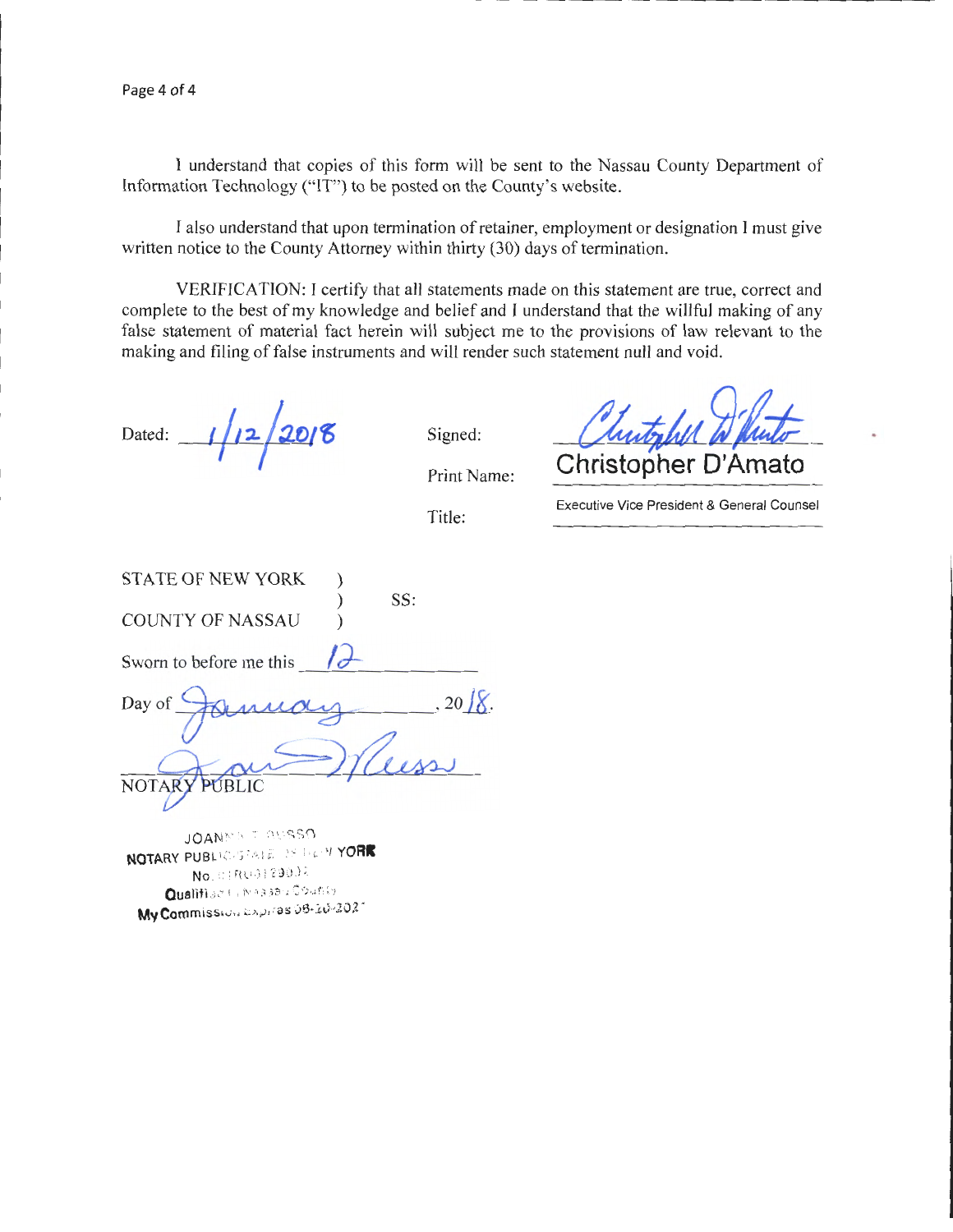I understand that copies of this form will be sent to the Nassau County Department of Information Technology ("IT") to be posted on the County's website.

I also understand that upon termination of retainer, employment or designation I must give written notice to the County Attorney within thirty (30) days of termination.

VERIFICATION: I certify that all statements made on this statement are true, correct and complete to the best of my knowledge and belief and I understand that the willful making of any false statement of material fact herein will subject me to the provisions of law relevant to the making and filing of false instruments and will render such statement null and void.

Dated: 1/12/2018

Signed: *Christopher D'Amato*

Print Name: Christopher D'Amato

Title: Executive Vice President & General Counsel

STATE OF NEW YORK )
) SS:
COUNTY OF NASSAU )

Sworn to before me this 12

Day of January, 2018.

NOTARY PUBLIC

JOANN T. RUSSO
NOTARY PUBLIC-STATE OF NEW YORK
No. 01RU6129034
Qualified in Nassau County
My Commission Expires 06-20-2021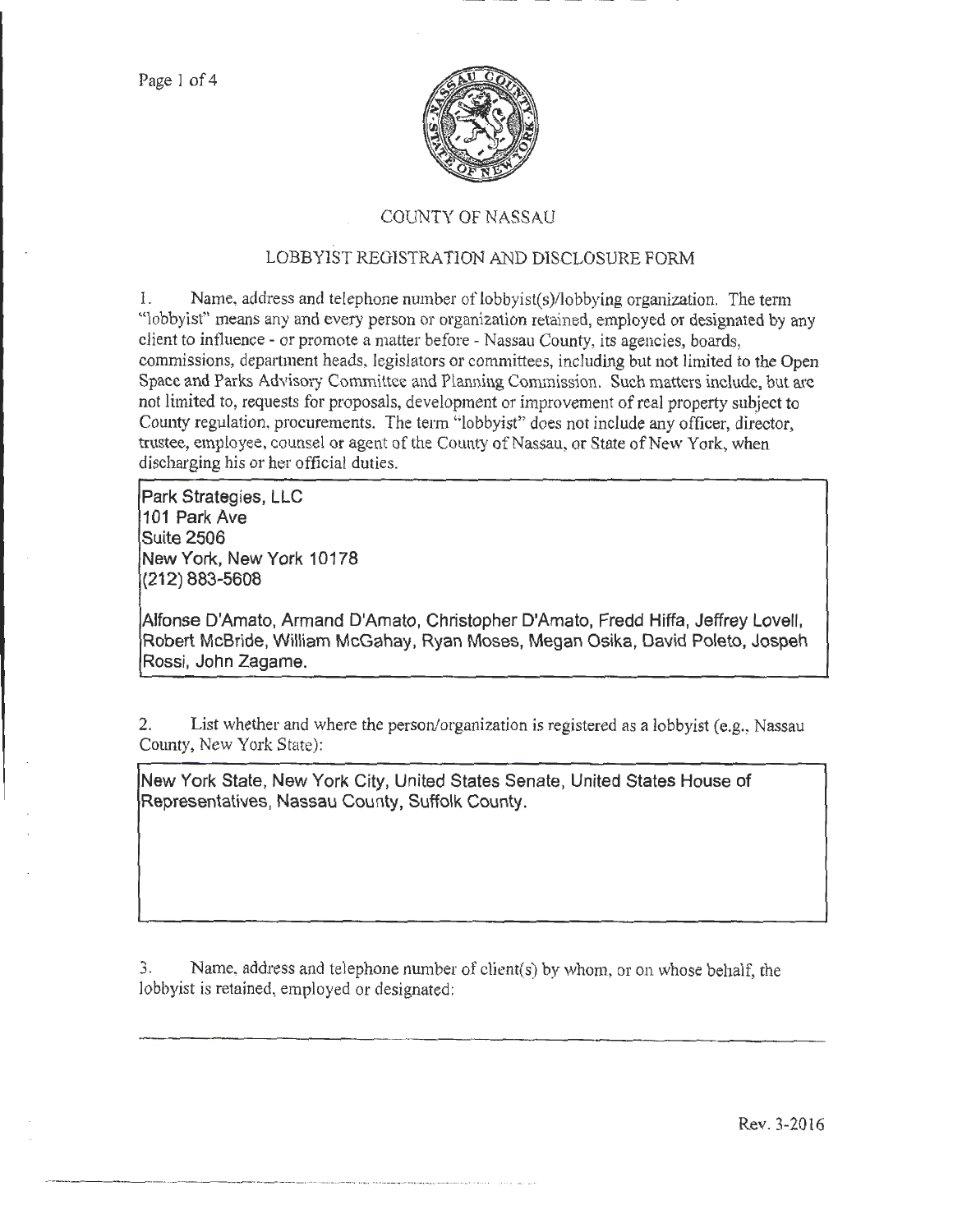# COUNTY OF NASSAU

## LOBBYIST REGISTRATION AND DISCLOSURE FORM

1. Name, address and telephone number of lobbyist(s)/lobbying organization. The term "lobbyist" means any and every person or organization retained, employed or designated by any client to influence - or promote a matter before - Nassau County, its agencies, boards, commissions, department heads, legislators or committees, including but not limited to the Open Space and Parks Advisory Committee and Planning Commission. Such matters include, but are not limited to, requests for proposals, development or improvement of real property subject to County regulation, procurements. The term "lobbyist" does not include any officer, director, trustee, employee, counsel or agent of the County of Nassau, or State of New York, when discharging his or her official duties.

Park Strategies, LLC
101 Park Ave
Suite 2506
New York, New York 10178
(212) 883-5608

Alfonse D'Amato, Armand D'Amato, Christopher D'Amato, Fredd Hiffa, Jeffrey Lovell, Robert McBride, William McGahay, Ryan Moses, Megan Osika, David Poleto, Jospeh Rossi, John Zagame.

2. List whether and where the person/organization is registered as a lobbyist (e.g., Nassau County, New York State):

New York State, New York City, United States Senate, United States House of Representatives, Nassau County, Suffolk County.

3. Name, address and telephone number of client(s) by whom, or on whose behalf, the lobbyist is retained, employed or designated:

Rev. 3-2016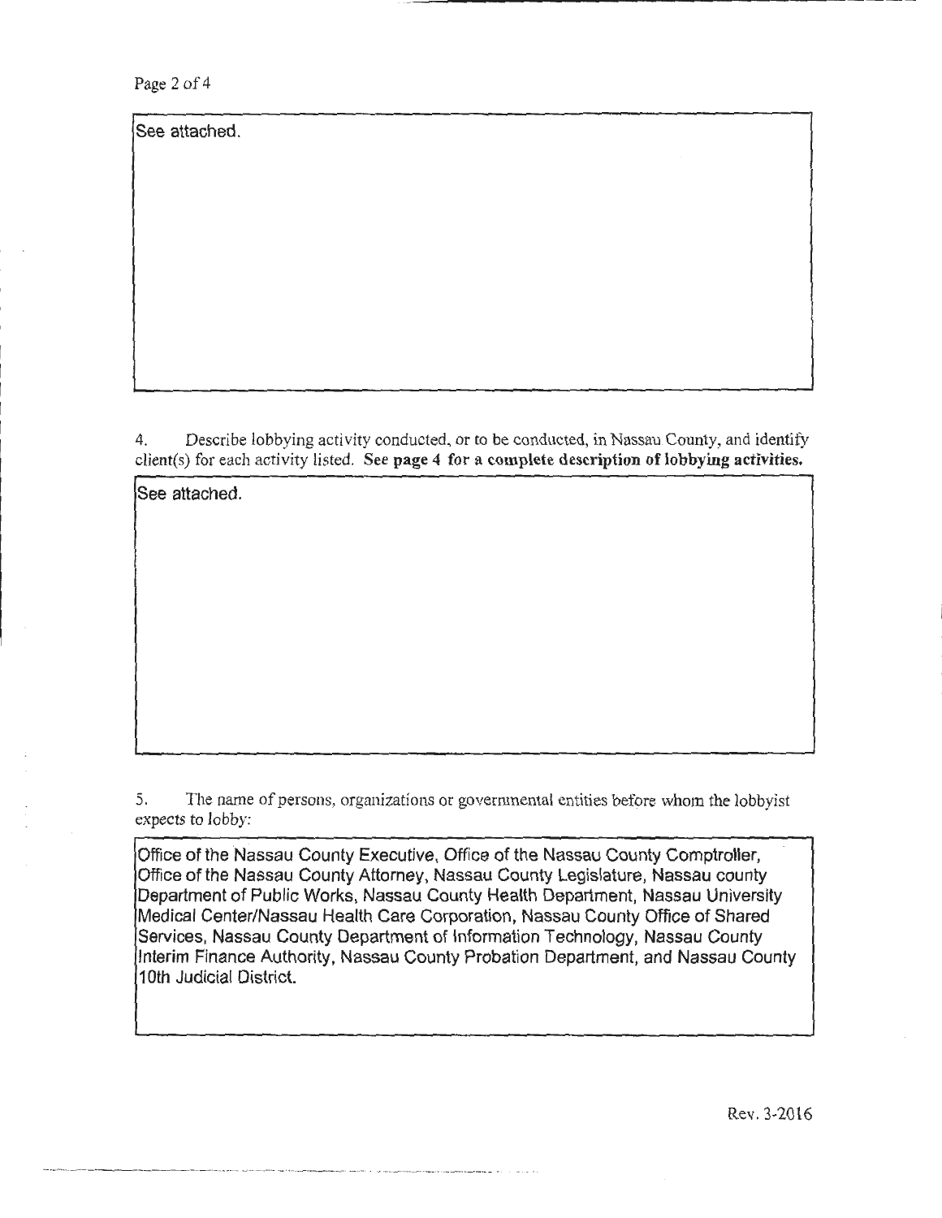See attached.

4. Describe lobbying activity conducted, or to be conducted, in Nassau County, and identify client(s) for each activity listed. **See page 4 for a complete description of lobbying activities.**

See attached.

5. The name of persons, organizations or governmental entities before whom the lobbyist expects to lobby:

Office of the Nassau County Executive, Office of the Nassau County Comptroller, Office of the Nassau County Attorney, Nassau County Legislature, Nassau county Department of Public Works, Nassau County Health Department, Nassau University Medical Center/Nassau Health Care Corporation, Nassau County Office of Shared Services, Nassau County Department of Information Technology, Nassau County Interim Finance Authority, Nassau County Probation Department, and Nassau County 10th Judicial District.

Rev. 3-2016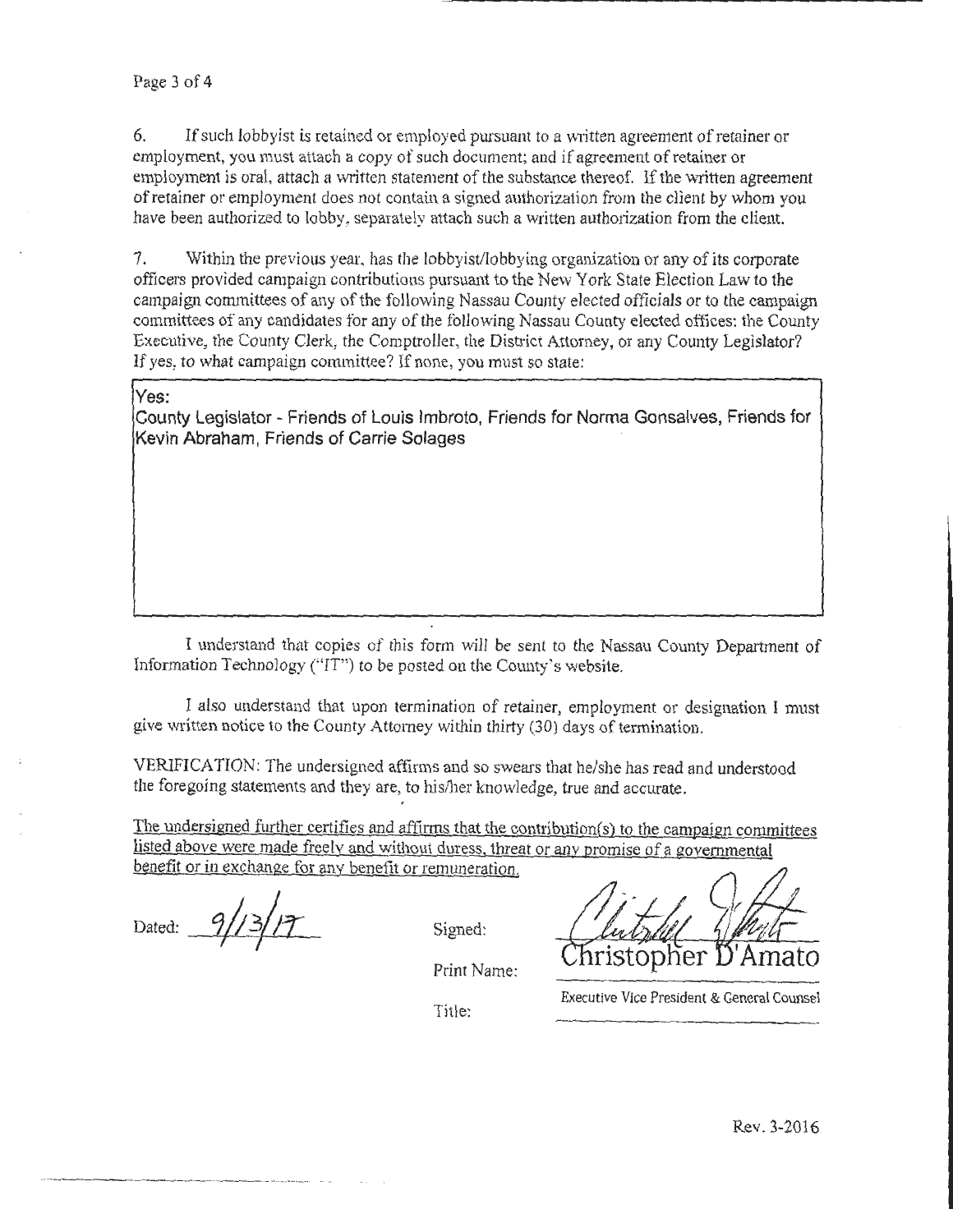6. If such lobbyist is retained or employed pursuant to a written agreement of retainer or employment, you must attach a copy of such document; and if agreement of retainer or employment is oral, attach a written statement of the substance thereof. If the written agreement of retainer or employment does not contain a signed authorization from the client by whom you have been authorized to lobby, separately attach such a written authorization from the client.

7. Within the previous year, has the lobbyist/lobbying organization or any of its corporate officers provided campaign contributions pursuant to the New York State Election Law to the campaign committees of any of the following Nassau County elected officials or to the campaign committees of any candidates for any of the following Nassau County elected offices: the County Executive, the County Clerk, the Comptroller, the District Attorney, or any County Legislator? If yes, to what campaign committee? If none, you must so state:

Yes:
County Legislator - Friends of Louis Imbroto, Friends for Norma Gonsalves, Friends for Kevin Abraham, Friends of Carrie Solages

I understand that copies of this form will be sent to the Nassau County Department of Information Technology ("IT") to be posted on the County's website.

I also understand that upon termination of retainer, employment or designation I must give written notice to the County Attorney within thirty (30) days of termination.

VERIFICATION: The undersigned affirms and so swears that he/she has read and understood the foregoing statements and they are, to his/her knowledge, true and accurate.

The undersigned further certifies and affirms that the contribution(s) to the campaign committees listed above were made freely and without duress, threat or any promise of a governmental benefit or in exchange for any benefit or remuneration.

Dated: 9/13/17

Signed:

Print Name: Christopher D'Amato

Title: Executive Vice President & General Counsel

Rev. 3-2016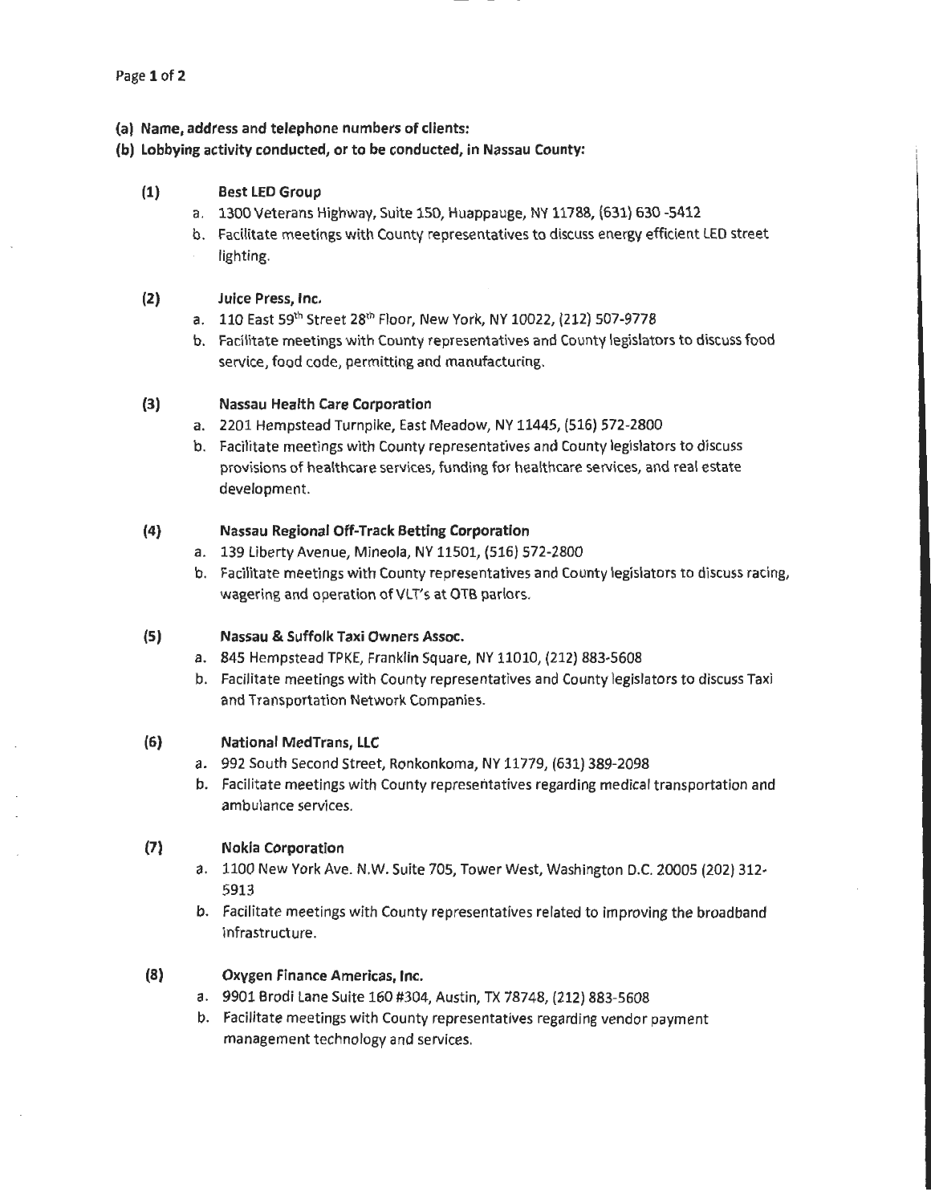**(a) Name, address and telephone numbers of clients:**

**(b) Lobbying activity conducted, or to be conducted, in Nassau County:**

**(1) Best LED Group**

a. 1300 Veterans Highway, Suite 150, Huappauge, NY 11788, (631) 630 -5412
b. Facilitate meetings with County representatives to discuss energy efficient LED street lighting.

**(2) Juice Press, Inc.**

a. 110 East 59th Street 28th Floor, New York, NY 10022, (212) 507-9778
b. Facilitate meetings with County representatives and County legislators to discuss food service, food code, permitting and manufacturing.

**(3) Nassau Health Care Corporation**

a. 2201 Hempstead Turnpike, East Meadow, NY 11445, (516) 572-2800
b. Facilitate meetings with County representatives and County legislators to discuss provisions of healthcare services, funding for healthcare services, and real estate development.

**(4) Nassau Regional Off-Track Betting Corporation**

a. 139 Liberty Avenue, Mineola, NY 11501, (516) 572-2800
b. Facilitate meetings with County representatives and County legislators to discuss racing, wagering and operation of VLT's at OTB parlors.

**(5) Nassau & Suffolk Taxi Owners Assoc.**

a. 845 Hempstead TPKE, Franklin Square, NY 11010, (212) 883-5608
b. Facilitate meetings with County representatives and County legislators to discuss Taxi and Transportation Network Companies.

**(6) National MedTrans, LLC**

a. 992 South Second Street, Ronkonkoma, NY 11779, (631) 389-2098
b. Facilitate meetings with County representatives regarding medical transportation and ambulance services.

**(7) Nokia Corporation**

a. 1100 New York Ave. N.W. Suite 705, Tower West, Washington D.C. 20005 (202) 312-5913
b. Facilitate meetings with County representatives related to improving the broadband infrastructure.

**(8) Oxygen Finance Americas, Inc.**

a. 9901 Brodi Lane Suite 160 #304, Austin, TX 78748, (212) 883-5608
b. Facilitate meetings with County representatives regarding vendor payment management technology and services.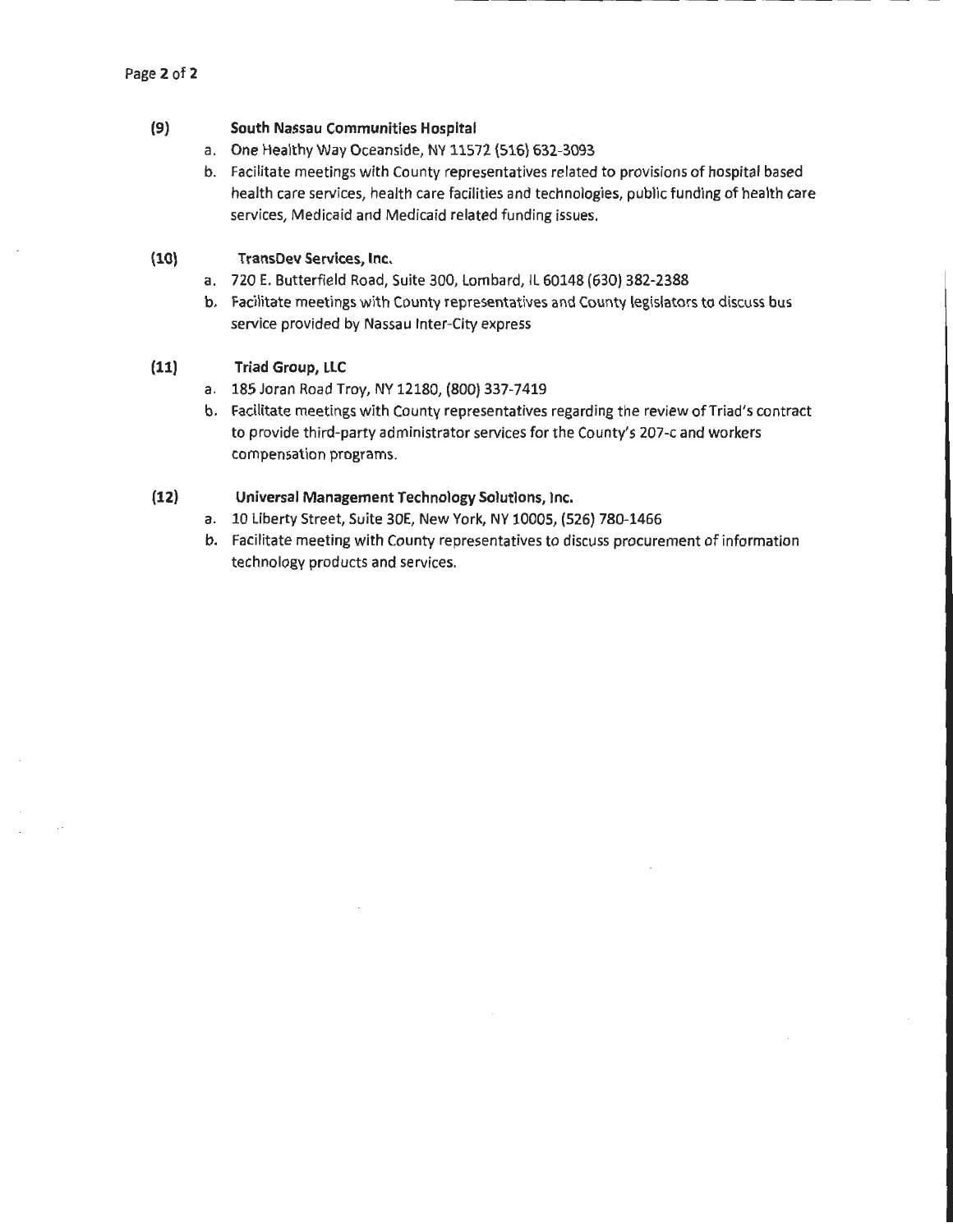**(9) South Nassau Communities Hospital**

a. One Healthy Way Oceanside, NY 11572 (516) 632-3093
b. Facilitate meetings with County representatives related to provisions of hospital based health care services, health care facilities and technologies, public funding of health care services, Medicaid and Medicaid related funding issues.

**(10) TransDev Services, Inc.**

a. 720 E. Butterfield Road, Suite 300, Lombard, IL 60148 (630) 382-2388
b. Facilitate meetings with County representatives and County legislators to discuss bus service provided by Nassau Inter-City express

**(11) Triad Group, LLC**

a. 185 Joran Road Troy, NY 12180, (800) 337-7419
b. Facilitate meetings with County representatives regarding the review of Triad's contract to provide third-party administrator services for the County's 207-c and workers compensation programs.

**(12) Universal Management Technology Solutions, Inc.**

a. 10 Liberty Street, Suite 30E, New York, NY 10005, (526) 780-1466
b. Facilitate meeting with County representatives to discuss procurement of information technology products and services.